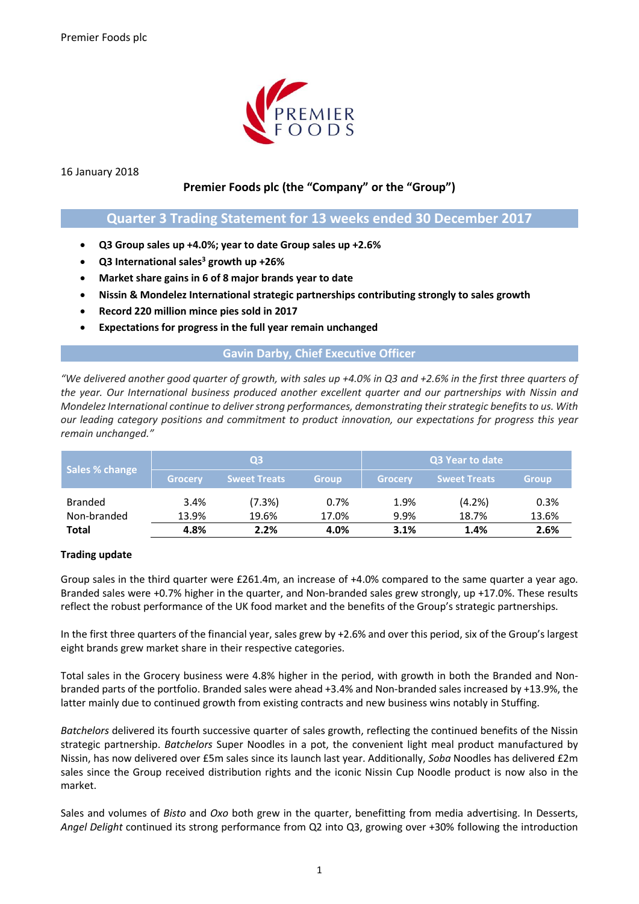Premier Foods plc

16 January 2018

**Premier Foods plc (the "Company" or the "Group")**

## Quarter 3 Trading Statement for 13 weeks ended 30 December 2017

- **Q3 Group sales up +4.0%; year to date Group sales up +2.6%**
- **Q3 International sales[3] growth up +26%**
- **Market share gains in 6 of 8 major brands year to date**
- **Nissin & Mondelez International strategic partnerships contributing strongly to sales growth**
- **Record 220 million mince pies sold in 2017**
- **Expectations for progress in the full year remain unchanged**

### Gavin Darby, Chief Executive Officer

*"We delivered another good quarter of growth, with sales up +4.0% in Q3 and +2.6% in the first three quarters of the year. Our International business produced another excellent quarter and our partnerships with Nissin and Mondelez International continue to deliver strong performances, demonstrating their strategic benefits to us. With our leading category positions and commitment to product innovation, our expectations for progress this year remain unchanged."*

| Sales % change | Q3 | | | Q3 Year to date | | |
|---|---|---|---|---|---|---|
| | Grocery | Sweet Treats | Group | Grocery | Sweet Treats | Group |
| Branded | 3.4% | (7.3%) | 0.7% | 1.9% | (4.2%) | 0.3% |
| Non-branded | 13.9% | 19.6% | 17.0% | 9.9% | 18.7% | 13.6% |
| **Total** | **4.8%** | **2.2%** | **4.0%** | **3.1%** | **1.4%** | **2.6%** |

**Trading update**

Group sales in the third quarter were £261.4m, an increase of +4.0% compared to the same quarter a year ago. Branded sales were +0.7% higher in the quarter, and Non-branded sales grew strongly, up +17.0%. These results reflect the robust performance of the UK food market and the benefits of the Group's strategic partnerships.

In the first three quarters of the financial year, sales grew by +2.6% and over this period, six of the Group's largest eight brands grew market share in their respective categories.

Total sales in the Grocery business were 4.8% higher in the period, with growth in both the Branded and Non-branded parts of the portfolio. Branded sales were ahead +3.4% and Non-branded sales increased by +13.9%, the latter mainly due to continued growth from existing contracts and new business wins notably in Stuffing.

*Batchelors* delivered its fourth successive quarter of sales growth, reflecting the continued benefits of the Nissin strategic partnership. *Batchelors* Super Noodles in a pot, the convenient light meal product manufactured by Nissin, has now delivered over £5m sales since its launch last year. Additionally, *Soba* Noodles has delivered £2m sales since the Group received distribution rights and the iconic Nissin Cup Noodle product is now also in the market.

Sales and volumes of *Bisto* and *Oxo* both grew in the quarter, benefitting from media advertising. In Desserts, *Angel Delight* continued its strong performance from Q2 into Q3, growing over +30% following the introduction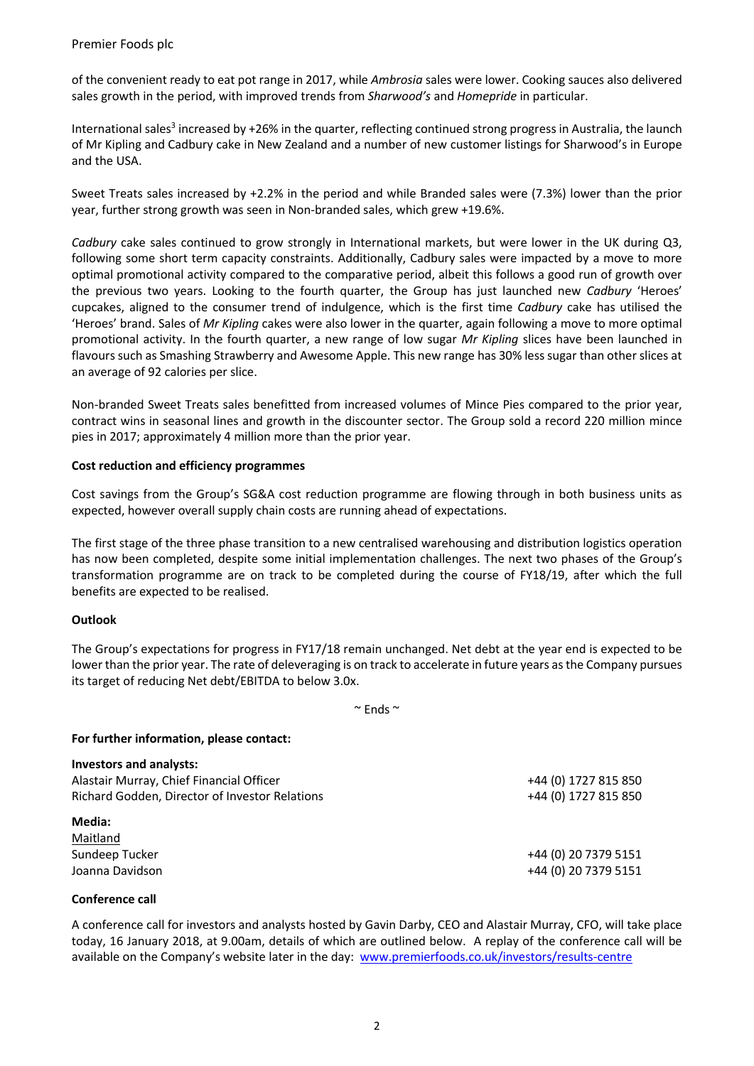of the convenient ready to eat pot range in 2017, while *Ambrosia* sales were lower. Cooking sauces also delivered sales growth in the period, with improved trends from *Sharwood's* and *Homepride* in particular.

International sales[3] increased by +26% in the quarter, reflecting continued strong progress in Australia, the launch of Mr Kipling and Cadbury cake in New Zealand and a number of new customer listings for Sharwood's in Europe and the USA.

Sweet Treats sales increased by +2.2% in the period and while Branded sales were (7.3%) lower than the prior year, further strong growth was seen in Non-branded sales, which grew +19.6%.

*Cadbury* cake sales continued to grow strongly in International markets, but were lower in the UK during Q3, following some short term capacity constraints. Additionally, Cadbury sales were impacted by a move to more optimal promotional activity compared to the comparative period, albeit this follows a good run of growth over the previous two years. Looking to the fourth quarter, the Group has just launched new *Cadbury* 'Heroes' cupcakes, aligned to the consumer trend of indulgence, which is the first time *Cadbury* cake has utilised the 'Heroes' brand. Sales of *Mr Kipling* cakes were also lower in the quarter, again following a move to more optimal promotional activity. In the fourth quarter, a new range of low sugar *Mr Kipling* slices have been launched in flavours such as Smashing Strawberry and Awesome Apple. This new range has 30% less sugar than other slices at an average of 92 calories per slice.

Non-branded Sweet Treats sales benefitted from increased volumes of Mince Pies compared to the prior year, contract wins in seasonal lines and growth in the discounter sector. The Group sold a record 220 million mince pies in 2017; approximately 4 million more than the prior year.

**Cost reduction and efficiency programmes**

Cost savings from the Group's SG&A cost reduction programme are flowing through in both business units as expected, however overall supply chain costs are running ahead of expectations.

The first stage of the three phase transition to a new centralised warehousing and distribution logistics operation has now been completed, despite some initial implementation challenges. The next two phases of the Group's transformation programme are on track to be completed during the course of FY18/19, after which the full benefits are expected to be realised.

**Outlook**

The Group's expectations for progress in FY17/18 remain unchanged. Net debt at the year end is expected to be lower than the prior year. The rate of deleveraging is on track to accelerate in future years as the Company pursues its target of reducing Net debt/EBITDA to below 3.0x.

~ Ends ~

**For further information, please contact:**

**Investors and analysts:**

| | |
|---|---|
| Alastair Murray, Chief Financial Officer | +44 (0) 1727 815 850 |
| Richard Godden, Director of Investor Relations | +44 (0) 1727 815 850 |

**Media:**

Maitland

| | |
|---|---|
| Sundeep Tucker | +44 (0) 20 7379 5151 |
| Joanna Davidson | +44 (0) 20 7379 5151 |

**Conference call**

A conference call for investors and analysts hosted by Gavin Darby, CEO and Alastair Murray, CFO, will take place today, 16 January 2018, at 9.00am, details of which are outlined below. A replay of the conference call will be available on the Company's website later in the day: www.premierfoods.co.uk/investors/results-centre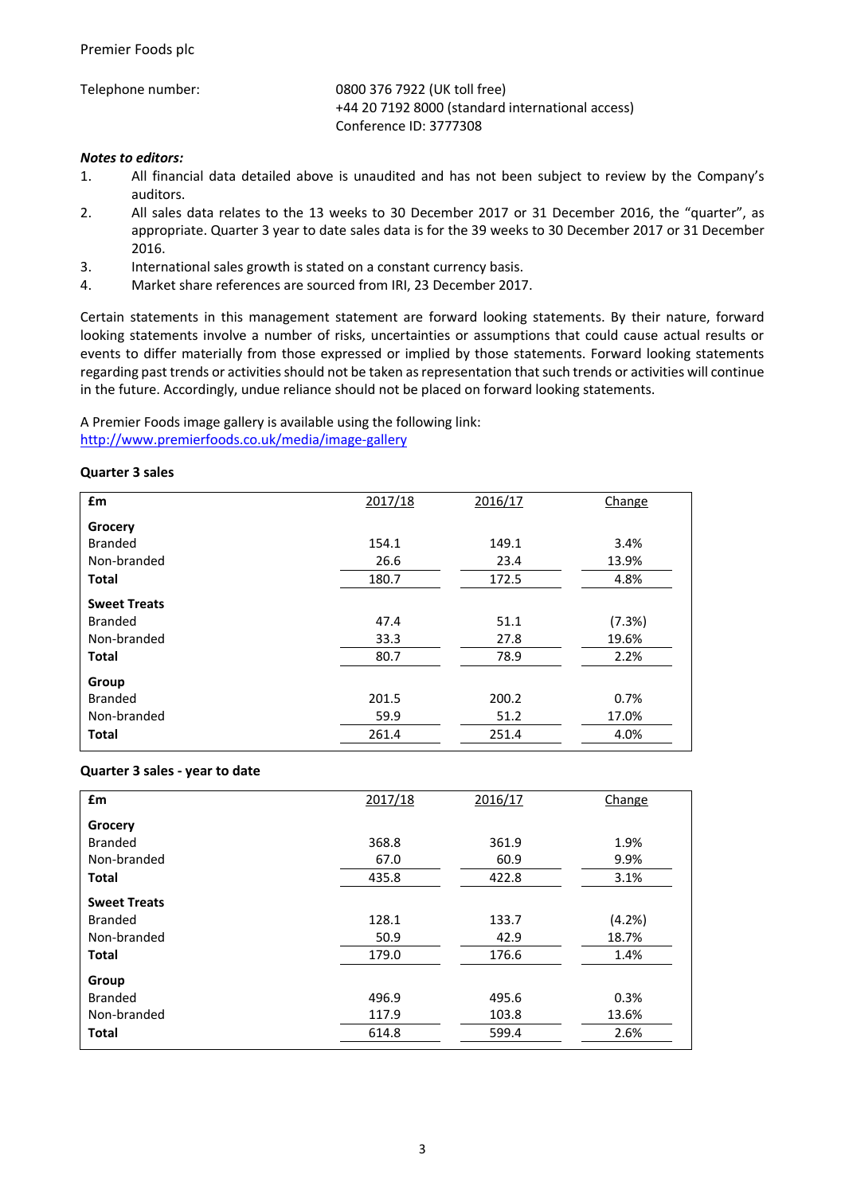Premier Foods plc

Telephone number: 0800 376 7922 (UK toll free)
+44 20 7192 8000 (standard international access)
Conference ID: 3777308

***Notes to editors:***

1. All financial data detailed above is unaudited and has not been subject to review by the Company's auditors.
2. All sales data relates to the 13 weeks to 30 December 2017 or 31 December 2016, the "quarter", as appropriate. Quarter 3 year to date sales data is for the 39 weeks to 30 December 2017 or 31 December 2016.
3. International sales growth is stated on a constant currency basis.
4. Market share references are sourced from IRI, 23 December 2017.

Certain statements in this management statement are forward looking statements. By their nature, forward looking statements involve a number of risks, uncertainties or assumptions that could cause actual results or events to differ materially from those expressed or implied by those statements. Forward looking statements regarding past trends or activities should not be taken as representation that such trends or activities will continue in the future. Accordingly, undue reliance should not be placed on forward looking statements.

A Premier Foods image gallery is available using the following link:
http://www.premierfoods.co.uk/media/image-gallery

**Quarter 3 sales**

| £m | 2017/18 | 2016/17 | Change |
|---|---|---|---|
| **Grocery** | | | |
| Branded | 154.1 | 149.1 | 3.4% |
| Non-branded | 26.6 | 23.4 | 13.9% |
| **Total** | 180.7 | 172.5 | 4.8% |
| **Sweet Treats** | | | |
| Branded | 47.4 | 51.1 | (7.3%) |
| Non-branded | 33.3 | 27.8 | 19.6% |
| **Total** | 80.7 | 78.9 | 2.2% |
| **Group** | | | |
| Branded | 201.5 | 200.2 | 0.7% |
| Non-branded | 59.9 | 51.2 | 17.0% |
| **Total** | 261.4 | 251.4 | 4.0% |

**Quarter 3 sales - year to date**

| £m | 2017/18 | 2016/17 | Change |
|---|---|---|---|
| **Grocery** | | | |
| Branded | 368.8 | 361.9 | 1.9% |
| Non-branded | 67.0 | 60.9 | 9.9% |
| **Total** | 435.8 | 422.8 | 3.1% |
| **Sweet Treats** | | | |
| Branded | 128.1 | 133.7 | (4.2%) |
| Non-branded | 50.9 | 42.9 | 18.7% |
| **Total** | 179.0 | 176.6 | 1.4% |
| **Group** | | | |
| Branded | 496.9 | 495.6 | 0.3% |
| Non-branded | 117.9 | 103.8 | 13.6% |
| **Total** | 614.8 | 599.4 | 2.6% |